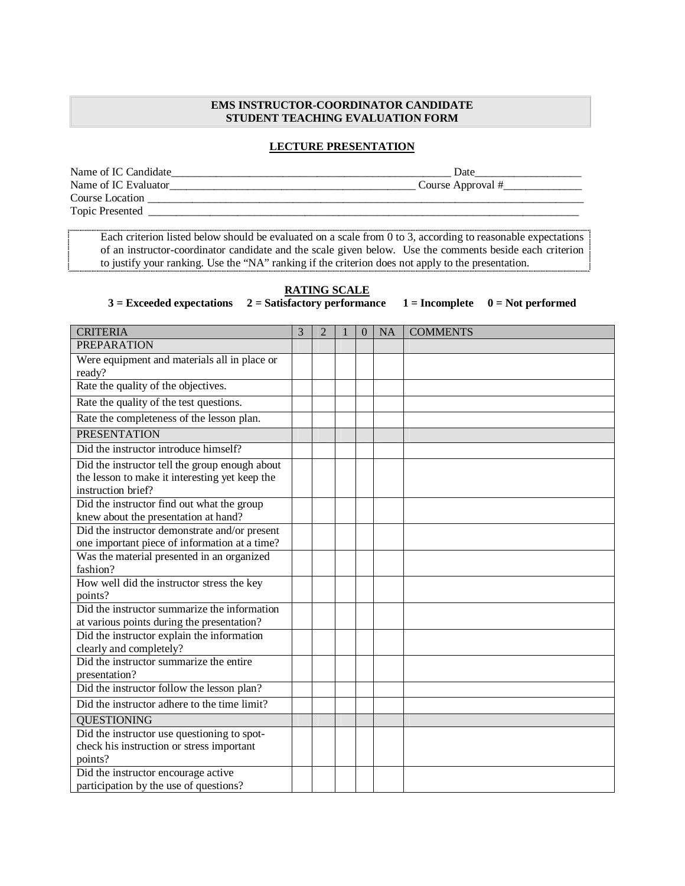# EMS INSTRUCTOR-COORDINATOR CANDIDATE
# STUDENT TEACHING EVALUATION FORM

## LECTURE PRESENTATION

Name of IC Candidate_____________________________________________________ Date___________________

Name of IC Evaluator_____________________________________________ Course Approval #______________

Course Location ___________________________________________________________________________________

Topic Presented _________________________________________________________________________________

Each criterion listed below should be evaluated on a scale from 0 to 3, according to reasonable expectations of an instructor-coordinator candidate and the scale given below. Use the comments beside each criterion to justify your ranking. Use the "NA" ranking if the criterion does not apply to the presentation.

**RATING SCALE**

**3 = Exceeded expectations   2 = Satisfactory performance   1 = Incomplete   0 = Not performed**

| CRITERIA | 3 | 2 | 1 | 0 | NA | COMMENTS |
|---|---|---|---|---|---|---|
| PREPARATION | | | | | | |
| Were equipment and materials all in place or ready? | | | | | | |
| Rate the quality of the objectives. | | | | | | |
| Rate the quality of the test questions. | | | | | | |
| Rate the completeness of the lesson plan. | | | | | | |
| PRESENTATION | | | | | | |
| Did the instructor introduce himself? | | | | | | |
| Did the instructor tell the group enough about the lesson to make it interesting yet keep the instruction brief? | | | | | | |
| Did the instructor find out what the group knew about the presentation at hand? | | | | | | |
| Did the instructor demonstrate and/or present one important piece of information at a time? | | | | | | |
| Was the material presented in an organized fashion? | | | | | | |
| How well did the instructor stress the key points? | | | | | | |
| Did the instructor summarize the information at various points during the presentation? | | | | | | |
| Did the instructor explain the information clearly and completely? | | | | | | |
| Did the instructor summarize the entire presentation? | | | | | | |
| Did the instructor follow the lesson plan? | | | | | | |
| Did the instructor adhere to the time limit? | | | | | | |
| QUESTIONING | | | | | | |
| Did the instructor use questioning to spot-check his instruction or stress important points? | | | | | | |
| Did the instructor encourage active participation by the use of questions? | | | | | | |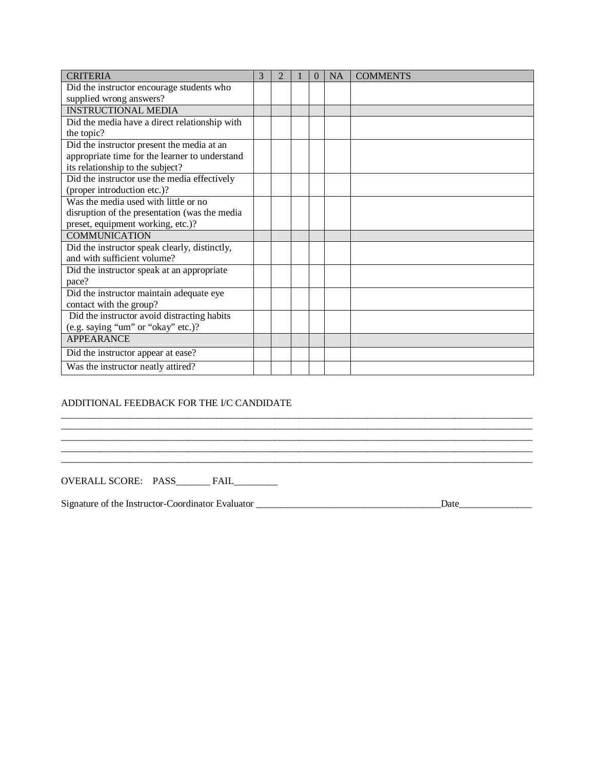| CRITERIA | 3 | 2 | 1 | 0 | NA | COMMENTS |
|---|---|---|---|---|---|---|
| Did the instructor encourage students who supplied wrong answers? | | | | | | |
| INSTRUCTIONAL MEDIA | | | | | | |
| Did the media have a direct relationship with the topic? | | | | | | |
| Did the instructor present the media at an appropriate time for the learner to understand its relationship to the subject? | | | | | | |
| Did the instructor use the media effectively (proper introduction etc.)? | | | | | | |
| Was the media used with little or no disruption of the presentation (was the media preset, equipment working, etc.)? | | | | | | |
| COMMUNICATION | | | | | | |
| Did the instructor speak clearly, distinctly, and with sufficient volume? | | | | | | |
| Did the instructor speak at an appropriate pace? | | | | | | |
| Did the instructor maintain adequate eye contact with the group? | | | | | | |
| Did the instructor avoid distracting habits (e.g. saying "um" or "okay" etc.)? | | | | | | |
| APPEARANCE | | | | | | |
| Did the instructor appear at ease? | | | | | | |
| Was the instructor neatly attired? | | | | | | |

ADDITIONAL FEEDBACK FOR THE I/C CANDIDATE

____________________________________________________________________________________________
____________________________________________________________________________________________
____________________________________________________________________________________________
____________________________________________________________________________________________
____________________________________________________________________________________________

OVERALL SCORE: PASS_______ FAIL_________

Signature of the Instructor-Coordinator Evaluator _____________________________________Date_______________